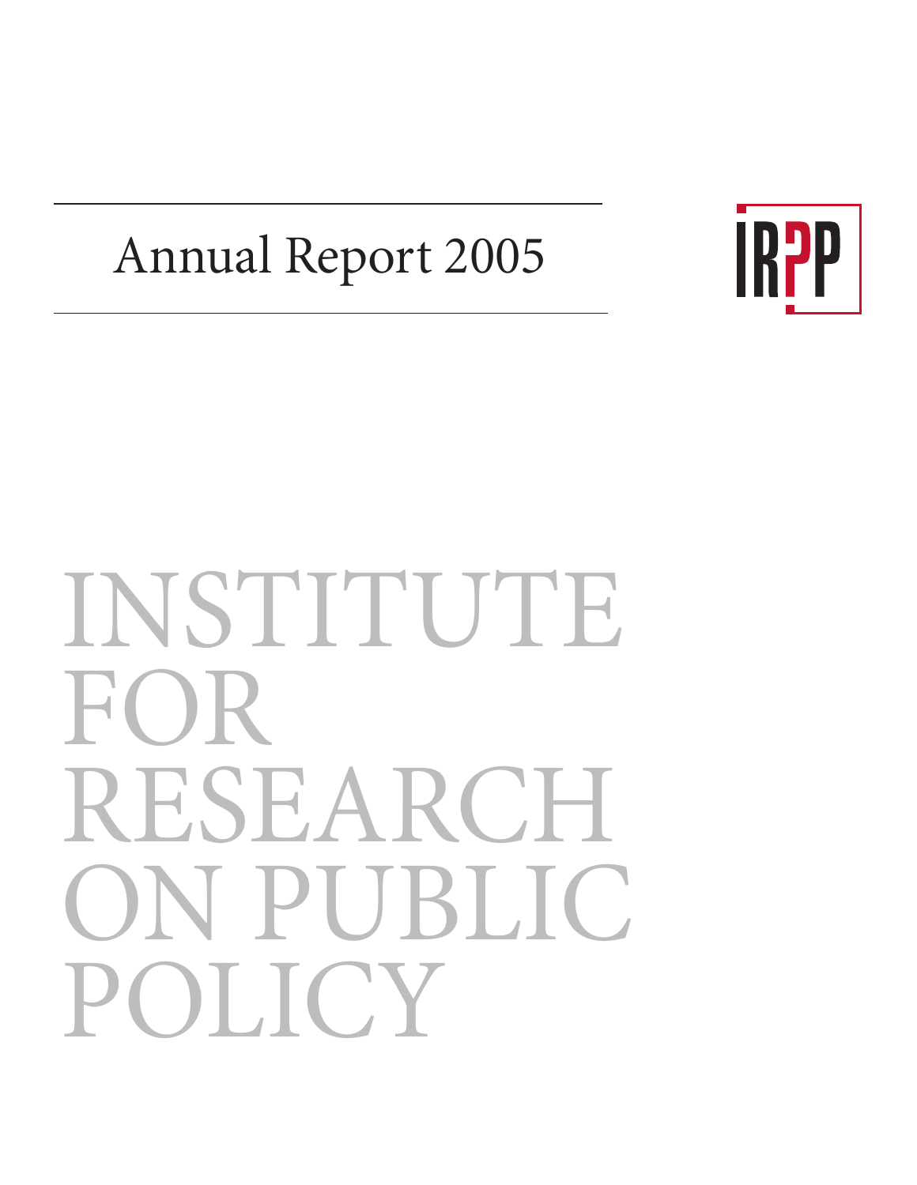# Annual Report 2005

IRPP

# INSTITUTE FOR RESEARCH ON PUBLIC POLICY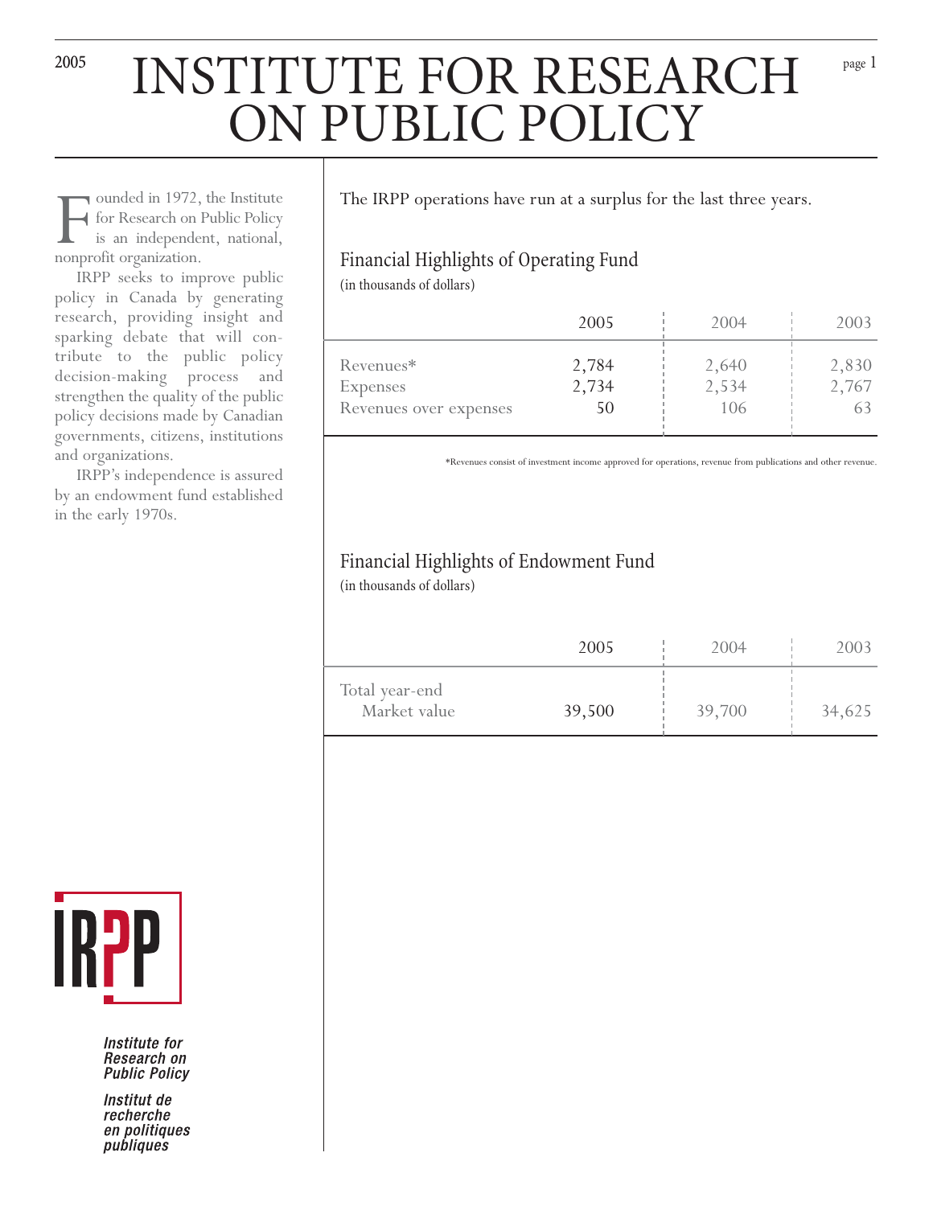# INSTITUTE FOR RESEARCH ON PUBLIC POLICY

Founded in 1972, the Institute for Research on Public Policy is an independent, national, nonprofit organization.

IRPP seeks to improve public policy in Canada by generating research, providing insight and sparking debate that will contribute to the public policy decision-making process and strengthen the quality of the public policy decisions made by Canadian governments, citizens, institutions and organizations.

IRPP's independence is assured by an endowment fund established in the early 1970s.

The IRPP operations have run at a surplus for the last three years.

## Financial Highlights of Operating Fund

(in thousands of dollars)

| | 2005 | 2004 | 2003 |
|---|---|---|---|
| Revenues* | 2,784 | 2,640 | 2,830 |
| Expenses | 2,734 | 2,534 | 2,767 |
| Revenues over expenses | 50 | 106 | 63 |

*Revenues consist of investment income approved for operations, revenue from publications and other revenue.

## Financial Highlights of Endowment Fund

(in thousands of dollars)

| | 2005 | 2004 | 2003 |
|---|---|---|---|
| Total year-end Market value | 39,500 | 39,700 | 34,625 |

IRPP

*Institute for Research on Public Policy*

*Institut de recherche en politiques publiques*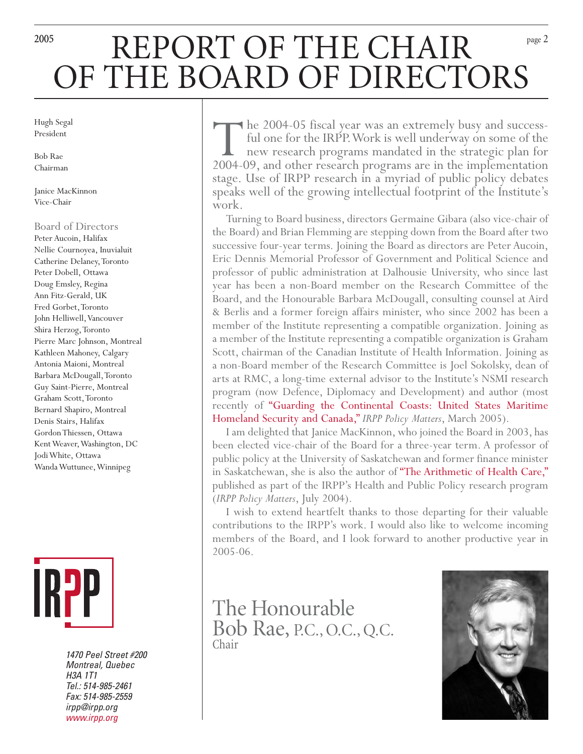# REPORT OF THE CHAIR OF THE BOARD OF DIRECTORS

Hugh Segal
President

Bob Rae
Chairman

Janice MacKinnon
Vice-Chair

Board of Directors
Peter Aucoin, Halifax
Nellie Cournoyea, Inuvialuit
Catherine Delaney, Toronto
Peter Dobell, Ottawa
Doug Emsley, Regina
Ann Fitz-Gerald, UK
Fred Gorbet, Toronto
John Helliwell, Vancouver
Shira Herzog, Toronto
Pierre Marc Johnson, Montreal
Kathleen Mahoney, Calgary
Antonia Maioni, Montreal
Barbara McDougall, Toronto
Guy Saint-Pierre, Montreal
Graham Scott, Toronto
Bernard Shapiro, Montreal
Denis Stairs, Halifax
Gordon Thiessen, Ottawa
Kent Weaver, Washington, DC
Jodi White, Ottawa
Wanda Wuttunee, Winnipeg

IRPP

*1470 Peel Street #200*
*Montreal, Quebec*
*H3A 1T1*
*Tel.: 514-985-2461*
*Fax: 514-985-2559*
*irpp@irpp.org*
*www.irpp.org*

The 2004-05 fiscal year was an extremely busy and successful one for the IRPP. Work is well underway on some of the new research programs mandated in the strategic plan for 2004-09, and other research programs are in the implementation stage. Use of IRPP research in a myriad of public policy debates speaks well of the growing intellectual footprint of the Institute's work.

Turning to Board business, directors Germaine Gibara (also vice-chair of the Board) and Brian Flemming are stepping down from the Board after two successive four-year terms. Joining the Board as directors are Peter Aucoin, Eric Dennis Memorial Professor of Government and Political Science and professor of public administration at Dalhousie University, who since last year has been a non-Board member on the Research Committee of the Board, and the Honourable Barbara McDougall, consulting counsel at Aird & Berlis and a former foreign affairs minister, who since 2002 has been a member of the Institute representing a compatible organization. Joining as a member of the Institute representing a compatible organization is Graham Scott, chairman of the Canadian Institute of Health Information. Joining as a non-Board member of the Research Committee is Joel Sokolsky, dean of arts at RMC, a long-time external advisor to the Institute's NSMI research program (now Defence, Diplomacy and Development) and author (most recently of "Guarding the Continental Coasts: United States Maritime Homeland Security and Canada," *IRPP Policy Matters*, March 2005).

I am delighted that Janice MacKinnon, who joined the Board in 2003, has been elected vice-chair of the Board for a three-year term. A professor of public policy at the University of Saskatchewan and former finance minister in Saskatchewan, she is also the author of "The Arithmetic of Health Care," published as part of the IRPP's Health and Public Policy research program (*IRPP Policy Matters*, July 2004).

I wish to extend heartfelt thanks to those departing for their valuable contributions to the IRPP's work. I would also like to welcome incoming members of the Board, and I look forward to another productive year in 2005-06.

The Honourable
Bob Rae, P.C., O.C., Q.C.
Chair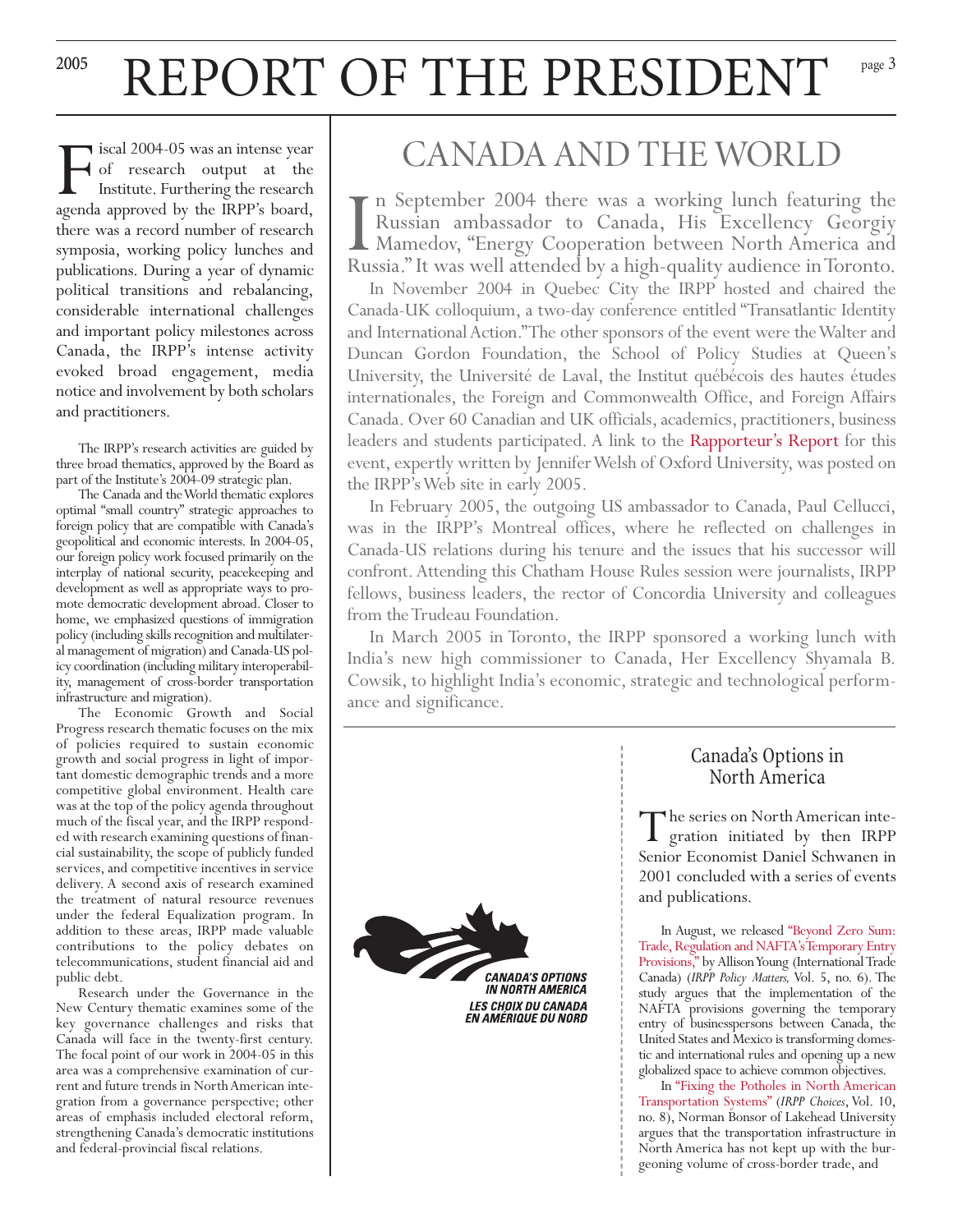# REPORT OF THE PRESIDENT

Fiscal 2004-05 was an intense year of research output at the Institute. Furthering the research agenda approved by the IRPP's board, there was a record number of research symposia, working policy lunches and publications. During a year of dynamic political transitions and rebalancing, considerable international challenges and important policy milestones across Canada, the IRPP's intense activity evoked broad engagement, media notice and involvement by both scholars and practitioners.

The IRPP's research activities are guided by three broad thematics, approved by the Board as part of the Institute's 2004-09 strategic plan.

The Canada and the World thematic explores optimal "small country" strategic approaches to foreign policy that are compatible with Canada's geopolitical and economic interests. In 2004-05, our foreign policy work focused primarily on the interplay of national security, peacekeeping and development as well as appropriate ways to promote democratic development abroad. Closer to home, we emphasized questions of immigration policy (including skills recognition and multilateral management of migration) and Canada-US policy coordination (including military interoperability, management of cross-border transportation infrastructure and migration).

The Economic Growth and Social Progress research thematic focuses on the mix of policies required to sustain economic growth and social progress in light of important domestic demographic trends and a more competitive global environment. Health care was at the top of the policy agenda throughout much of the fiscal year, and the IRPP responded with research examining questions of financial sustainability, the scope of publicly funded services, and competitive incentives in service delivery. A second axis of research examined the treatment of natural resource revenues under the federal Equalization program. In addition to these areas, IRPP made valuable contributions to the policy debates on telecommunications, student financial aid and public debt.

Research under the Governance in the New Century thematic examines some of the key governance challenges and risks that Canada will face in the twenty-first century. The focal point of our work in 2004-05 in this area was a comprehensive examination of current and future trends in North American integration from a governance perspective; other areas of emphasis included electoral reform, strengthening Canada's democratic institutions and federal-provincial fiscal relations.

## CANADA AND THE WORLD

In September 2004 there was a working lunch featuring the Russian ambassador to Canada, His Excellency Georgiy Mamedov, "Energy Cooperation between North America and Russia." It was well attended by a high-quality audience in Toronto.

In November 2004 in Quebec City the IRPP hosted and chaired the Canada-UK colloquium, a two-day conference entitled "Transatlantic Identity and International Action." The other sponsors of the event were the Walter and Duncan Gordon Foundation, the School of Policy Studies at Queen's University, the Université de Laval, the Institut québécois des hautes études internationales, the Foreign and Commonwealth Office, and Foreign Affairs Canada. Over 60 Canadian and UK officials, academics, practitioners, business leaders and students participated. A link to the Rapporteur's Report for this event, expertly written by Jennifer Welsh of Oxford University, was posted on the IRPP's Web site in early 2005.

In February 2005, the outgoing US ambassador to Canada, Paul Cellucci, was in the IRPP's Montreal offices, where he reflected on challenges in Canada-US relations during his tenure and the issues that his successor will confront. Attending this Chatham House Rules session were journalists, IRPP fellows, business leaders, the rector of Concordia University and colleagues from the Trudeau Foundation.

In March 2005 in Toronto, the IRPP sponsored a working lunch with India's new high commissioner to Canada, Her Excellency Shyamala B. Cowsik, to highlight India's economic, strategic and technological performance and significance.

**CANADA'S OPTIONS IN NORTH AMERICA**
**LES CHOIX DU CANADA EN AMÉRIQUE DU NORD**

### Canada's Options in North America

The series on North American integration initiated by then IRPP Senior Economist Daniel Schwanen in 2001 concluded with a series of events and publications.

In August, we released "Beyond Zero Sum: Trade, Regulation and NAFTA's Temporary Entry Provisions," by Allison Young (International Trade Canada) (*IRPP Policy Matters,* Vol. 5, no. 6). The study argues that the implementation of the NAFTA provisions governing the temporary entry of businesspersons between Canada, the United States and Mexico is transforming domestic and international rules and opening up a new globalized space to achieve common objectives.

In "Fixing the Potholes in North American Transportation Systems" (*IRPP Choices*, Vol. 10, no. 8), Norman Bonsor of Lakehead University argues that the transportation infrastructure in North America has not kept up with the burgeoning volume of cross-border trade, and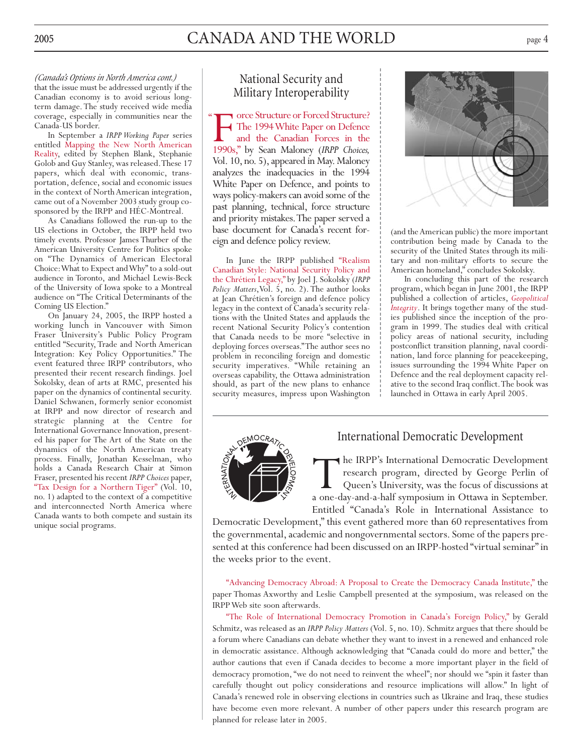*(Canada's Options in North America cont.)*
that the issue must be addressed urgently if the Canadian economy is to avoid serious long-term damage. The study received wide media coverage, especially in communities near the Canada-US border.

In September a *IRPP Working Paper* series entitled Mapping the New North American Reality, edited by Stephen Blank, Stephanie Golob and Guy Stanley, was released. These 17 papers, which deal with economic, transportation, defence, social and economic issues in the context of North American integration, came out of a November 2003 study group co-sponsored by the IRPP and HÉC-Montreal.

As Canadians followed the run-up to the US elections in October, the IRPP held two timely events. Professor James Thurber of the American University Centre for Politics spoke on "The Dynamics of American Electoral Choice: What to Expect and Why" to a sold-out audience in Toronto, and Michael Lewis-Beck of the University of Iowa spoke to a Montreal audience on "The Critical Determinants of the Coming US Election."

On January 24, 2005, the IRPP hosted a working lunch in Vancouver with Simon Fraser University's Public Policy Program entitled "Security, Trade and North American Integration: Key Policy Opportunities." The event featured three IRPP contributors, who presented their recent research findings. Joel Sokolsky, dean of arts at RMC, presented his paper on the dynamics of continental security. Daniel Schwanen, formerly senior economist at IRPP and now director of research and strategic planning at the Centre for International Governance Innovation, presented his paper for The Art of the State on the dynamics of the North American treaty process. Finally, Jonathan Kesselman, who holds a Canada Research Chair at Simon Fraser, presented his recent *IRPP Choices* paper, "Tax Design for a Northern Tiger" (Vol. 10, no. 1) adapted to the context of a competitive and interconnected North America where Canada wants to both compete and sustain its unique social programs.

## National Security and Military Interoperability

"Force Structure or Forced Structure? The 1994 White Paper on Defence and the Canadian Forces in the 1990s," by Sean Maloney (*IRPP Choices,* Vol. 10, no. 5), appeared in May. Maloney analyzes the inadequacies in the 1994 White Paper on Defence, and points to ways policy-makers can avoid some of the past planning, technical, force structure and priority mistakes. The paper served a base document for Canada's recent foreign and defence policy review.

In June the IRPP published "Realism Canadian Style: National Security Policy and the Chrétien Legacy," by Joel J. Sokolsky (*IRPP Policy Matters*, Vol. 5, no. 2). The author looks at Jean Chrétien's foreign and defence policy legacy in the context of Canada's security relations with the United States and applauds the recent National Security Policy's contention that Canada needs to be more "selective in deploying forces overseas." The author sees no problem in reconciling foreign and domestic security imperatives. "While retaining an overseas capability, the Ottawa administration should, as part of the new plans to enhance security measures, impress upon Washington (and the American public) the more important contribution being made by Canada to the security of the United States through its military and non-military efforts to secure the American homeland," concludes Sokolsky.

In concluding this part of the research program, which began in June 2001, the IRPP published a collection of articles, *Geopolitical Integrity*. It brings together many of the studies published since the inception of the program in 1999. The studies deal with critical policy areas of national security, including postconflict transition planning, naval coordination, land force planning for peacekeeping, issues surrounding the 1994 White Paper on Defence and the real deployment capacity relative to the second Iraq conflict. The book was launched in Ottawa in early April 2005.

## International Democratic Development

The IRPP's International Democratic Development research program, directed by George Perlin of Queen's University, was the focus of discussions at a one-day-and-a-half symposium in Ottawa in September. Entitled "Canada's Role in International Assistance to Democratic Development," this event gathered more than 60 representatives from the governmental, academic and nongovernmental sectors. Some of the papers presented at this conference had been discussed on an IRPP-hosted "virtual seminar" in the weeks prior to the event.

"Advancing Democracy Abroad: A Proposal to Create the Democracy Canada Institute," the paper Thomas Axworthy and Leslie Campbell presented at the symposium, was released on the IRPP Web site soon afterwards.

"The Role of International Democracy Promotion in Canada's Foreign Policy," by Gerald Schmitz, was released as an *IRPP Policy Matters* (Vol. 5, no. 10). Schmitz argues that there should be a forum where Canadians can debate whether they want to invest in a renewed and enhanced role in democratic assistance. Although acknowledging that "Canada could do more and better," the author cautions that even if Canada decides to become a more important player in the field of democracy promotion, "we do not need to reinvent the wheel"; nor should we "spin it faster than carefully thought out policy considerations and resource implications will allow." In light of Canada's renewed role in observing elections in countries such as Ukraine and Iraq, these studies have become even more relevant. A number of other papers under this research program are planned for release later in 2005.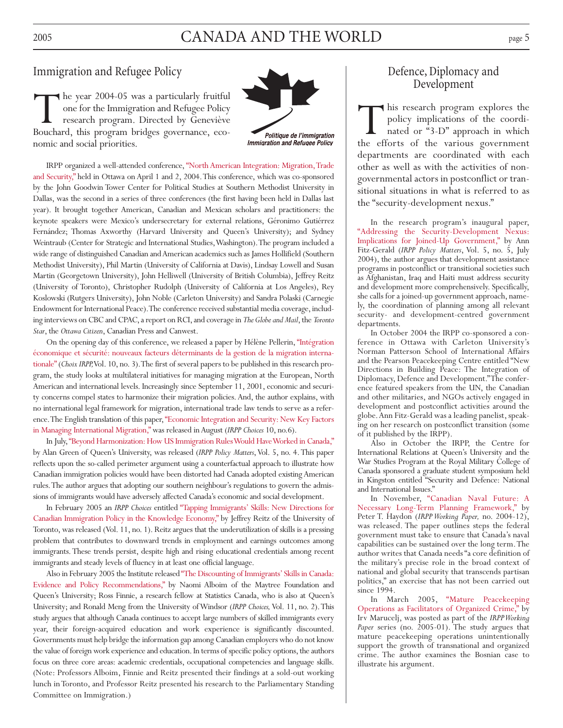## Immigration and Refugee Policy

Politique de l'immigration
Immigration and Refugee Policy

The year 2004-05 was a particularly fruitful one for the Immigration and Refugee Policy research program. Directed by Geneviève Bouchard, this program bridges governance, economic and social priorities.

IRPP organized a well-attended conference, "North American Integration: Migration, Trade and Security," held in Ottawa on April 1 and 2, 2004. This conference, which was co-sponsored by the John Goodwin Tower Center for Political Studies at Southern Methodist University in Dallas, was the second in a series of three conferences (the first having been held in Dallas last year). It brought together American, Canadian and Mexican scholars and practitioners: the keynote speakers were Mexico's undersecretary for external relations, Géronimo Gutiérrez Fernández; Thomas Axworthy (Harvard University and Queen's University); and Sydney Weintraub (Center for Strategic and International Studies, Washington). The program included a wide range of distinguished Canadian and American academics such as James Hollifield (Southern Methodist University), Phil Martin (University of California at Davis), Lindsay Lowell and Susan Martin (Georgetown University), John Helliwell (University of British Columbia), Jeffrey Reitz (University of Toronto), Christopher Rudolph (University of California at Los Angeles), Rey Koslowski (Rutgers University), John Noble (Carleton University) and Sandra Polaski (Carnegie Endowment for International Peace). The conference received substantial media coverage, including interviews on CBC and CPAC, a report on RCI, and coverage in *The Globe and Mail*, the *Toronto Star*, the *Ottawa Citizen*, Canadian Press and Canwest.

On the opening day of this conference, we released a paper by Hélène Pellerin, "Intégration économique et sécurité: nouveaux facteurs déterminants de la gestion de la migration internationale" (*Choix IRPP,* Vol. 10, no. 3). The first of several papers to be published in this research program, the study looks at multilateral initiatives for managing migration at the European, North American and international levels. Increasingly since September 11, 2001, economic and security concerns compel states to harmonize their migration policies. And, the author explains, with no international legal framework for migration, international trade law tends to serve as a reference. The English translation of this paper, "Economic Integration and Security: New Key Factors in Managing International Migration," was released in August (*IRPP Choices* 10, no.6).

In July, "Beyond Harmonization: How US Immigration Rules Would Have Worked in Canada," by Alan Green of Queen's University, was released (*IRPP Policy Matters*, Vol. 5, no. 4. This paper reflects upon the so-called perimeter argument using a counterfactual approach to illustrate how Canadian immigration policies would have been distorted had Canada adopted existing American rules. The author argues that adopting our southern neighbour's regulations to govern the admissions of immigrants would have adversely affected Canada's economic and social development.

In February 2005 an *IRPP Choices* entitled "Tapping Immigrants' Skills: New Directions for Canadian Immigration Policy in the Knowledge Economy," by Jeffrey Reitz of the University of Toronto, was released (Vol. 11, no. 1). Reitz argues that the underutilization of skills is a pressing problem that contributes to downward trends in employment and earnings outcomes among immigrants. These trends persist, despite high and rising educational credentials among recent immigrants and steady levels of fluency in at least one official language.

Also in February 2005 the Institute released "The Discounting of Immigrants' Skills in Canada: Evidence and Policy Recommendations," by Naomi Alboim of the Maytree Foundation and Queen's University; Ross Finnie, a research fellow at Statistics Canada, who is also at Queen's University; and Ronald Meng from the University of Windsor (*IRPP Choices,* Vol. 11, no. 2). This study argues that although Canada continues to accept large numbers of skilled immigrants every year, their foreign-acquired education and work experience is significantly discounted. Governments must help bridge the information gap among Canadian employers who do not know the value of foreign work experience and education. In terms of specific policy options, the authors focus on three core areas: academic credentials, occupational competencies and language skills. (Note: Professors Alboim, Finnie and Reitz presented their findings at a sold-out working lunch in Toronto, and Professor Reitz presented his research to the Parliamentary Standing Committee on Immigration.)

## Defence, Diplomacy and Development

This research program explores the policy implications of the coordinated or "3-D" approach in which the efforts of the various government departments are coordinated with each other as well as with the activities of nongovernmental actors in postconflict or transitional situations in what is referred to as the "security-development nexus."

In the research program's inaugural paper, "Addressing the Security-Development Nexus: Implications for Joined-Up Government," by Ann Fitz-Gerald (*IRPP Policy Matters*, Vol. 5, no. 5, July 2004), the author argues that development assistance programs in postconflict or transitional societies such as Afghanistan, Iraq and Haiti must address security and development more comprehensively. Specifically, she calls for a joined-up government approach, namely, the coordination of planning among all relevant security- and development-centred government departments.

In October 2004 the IRPP co-sponsored a conference in Ottawa with Carleton University's Norman Patterson School of International Affairs and the Pearson Peacekeeping Centre entitled "New Directions in Building Peace: The Integration of Diplomacy, Defence and Development." The conference featured speakers from the UN, the Canadian and other militaries, and NGOs actively engaged in development and postconflict activities around the globe. Ann Fitz-Gerald was a leading panelist, speaking on her research on postconflict transition (some of it published by the IRPP).

Also in October the IRPP, the Centre for International Relations at Queen's University and the War Studies Program at the Royal Military College of Canada sponsored a graduate student symposium held in Kingston entitled "Security and Defence: National and International Issues."

In November, "Canadian Naval Future: A Necessary Long-Term Planning Framework," by Peter T. Haydon (*IRPP Working Paper,* no. 2004-12), was released. The paper outlines steps the federal government must take to ensure that Canada's naval capabilities can be sustained over the long term. The author writes that Canada needs "a core definition of the military's precise role in the broad context of national and global security that transcends partisan politics," an exercise that has not been carried out since 1994.

In March 2005, "Mature Peacekeeping Operations as Facilitators of Organized Crime," by Irv Marucelj, was posted as part of the *IRPP Working Paper* series (no. 2005-01). The study argues that mature peacekeeping operations unintentionally support the growth of transnational and organized crime. The author examines the Bosnian case to illustrate his argument.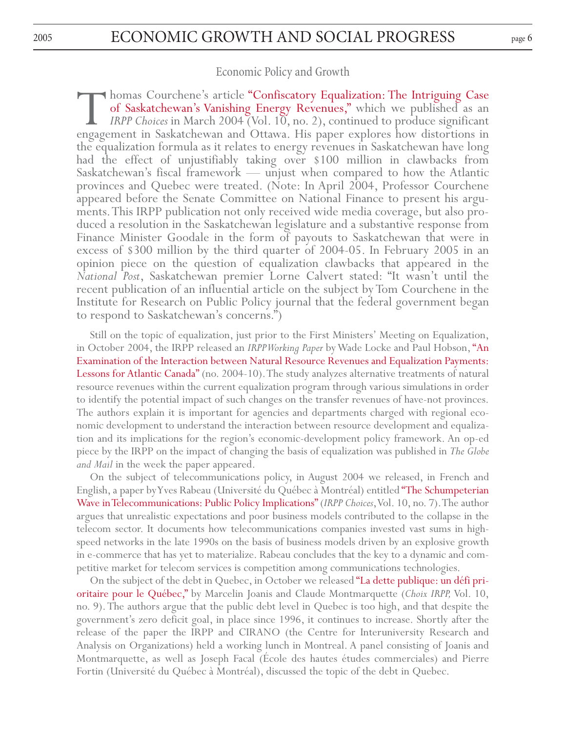## Economic Policy and Growth

Thomas Courchene's article "Confiscatory Equalization: The Intriguing Case of Saskatchewan's Vanishing Energy Revenues," which we published as an *IRPP Choices* in March 2004 (Vol. 10, no. 2), continued to produce significant engagement in Saskatchewan and Ottawa. His paper explores how distortions in the equalization formula as it relates to energy revenues in Saskatchewan have long had the effect of unjustifiably taking over $100 million in clawbacks from Saskatchewan's fiscal framework — unjust when compared to how the Atlantic provinces and Quebec were treated. (Note: In April 2004, Professor Courchene appeared before the Senate Committee on National Finance to present his arguments. This IRPP publication not only received wide media coverage, but also produced a resolution in the Saskatchewan legislature and a substantive response from Finance Minister Goodale in the form of payouts to Saskatchewan that were in excess of $300 million by the third quarter of 2004-05. In February 2005 in an opinion piece on the question of equalization clawbacks that appeared in the *National Post*, Saskatchewan premier Lorne Calvert stated: "It wasn't until the recent publication of an influential article on the subject by Tom Courchene in the Institute for Research on Public Policy journal that the federal government began to respond to Saskatchewan's concerns.")

Still on the topic of equalization, just prior to the First Ministers' Meeting on Equalization, in October 2004, the IRPP released an *IRPP Working Paper* by Wade Locke and Paul Hobson, "An Examination of the Interaction between Natural Resource Revenues and Equalization Payments: Lessons for Atlantic Canada" (no. 2004-10). The study analyzes alternative treatments of natural resource revenues within the current equalization program through various simulations in order to identify the potential impact of such changes on the transfer revenues of have-not provinces. The authors explain it is important for agencies and departments charged with regional economic development to understand the interaction between resource development and equalization and its implications for the region's economic-development policy framework. An op-ed piece by the IRPP on the impact of changing the basis of equalization was published in *The Globe and Mail* in the week the paper appeared.

On the subject of telecommunications policy, in August 2004 we released, in French and English, a paper by Yves Rabeau (Université du Québec à Montréal) entitled "The Schumpeterian Wave in Telecommunications: Public Policy Implications" (*IRPP Choices*, Vol. 10, no. 7). The author argues that unrealistic expectations and poor business models contributed to the collapse in the telecom sector. It documents how telecommunications companies invested vast sums in high-speed networks in the late 1990s on the basis of business models driven by an explosive growth in e-commerce that has yet to materialize. Rabeau concludes that the key to a dynamic and competitive market for telecom services is competition among communications technologies.

On the subject of the debt in Quebec, in October we released "La dette publique: un défi prioritaire pour le Québec," by Marcelin Joanis and Claude Montmarquette (*Choix IRPP,* Vol. 10, no. 9). The authors argue that the public debt level in Quebec is too high, and that despite the government's zero deficit goal, in place since 1996, it continues to increase. Shortly after the release of the paper the IRPP and CIRANO (the Centre for Interuniversity Research and Analysis on Organizations) held a working lunch in Montreal. A panel consisting of Joanis and Montmarquette, as well as Joseph Facal (École des hautes études commerciales) and Pierre Fortin (Université du Québec à Montréal), discussed the topic of the debt in Quebec.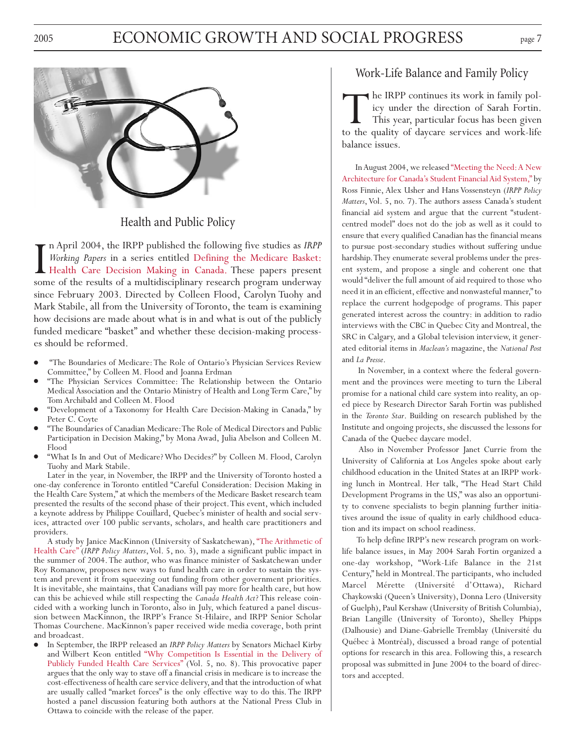## Health and Public Policy

In April 2004, the IRPP published the following five studies as *IRPP Working Papers* in a series entitled Defining the Medicare Basket: Health Care Decision Making in Canada. These papers present some of the results of a multidisciplinary research program underway since February 2003. Directed by Colleen Flood, Carolyn Tuohy and Mark Stabile, all from the University of Toronto, the team is examining how decisions are made about what is in and what is out of the publicly funded medicare "basket" and whether these decision-making processes should be reformed.

- "The Boundaries of Medicare: The Role of Ontario's Physician Services Review Committee," by Colleen M. Flood and Joanna Erdman
- "The Physician Services Committee: The Relationship between the Ontario Medical Association and the Ontario Ministry of Health and Long Term Care," by Tom Archibald and Colleen M. Flood
- "Development of a Taxonomy for Health Care Decision-Making in Canada," by Peter C. Coyte
- "The Boundaries of Canadian Medicare: The Role of Medical Directors and Public Participation in Decision Making," by Mona Awad, Julia Abelson and Colleen M. Flood
- "What Is In and Out of Medicare? Who Decides?" by Colleen M. Flood, Carolyn Tuohy and Mark Stabile.

Later in the year, in November, the IRPP and the University of Toronto hosted a one-day conference in Toronto entitled "Careful Consideration: Decision Making in the Health Care System," at which the members of the Medicare Basket research team presented the results of the second phase of their project. This event, which included a keynote address by Philippe Couillard, Quebec's minister of health and social services, attracted over 100 public servants, scholars, and health care practitioners and providers.

A study by Janice MacKinnon (University of Saskatchewan), "The Arithmetic of Health Care" (*IRPP Policy Matters*, Vol. 5, no. 3), made a significant public impact in the summer of 2004. The author, who was finance minister of Saskatchewan under Roy Romanow, proposes new ways to fund health care in order to sustain the system and prevent it from squeezing out funding from other government priorities. It is inevitable, she maintains, that Canadians will pay more for health care, but how can this be achieved while still respecting the *Canada Health Act?* This release coincided with a working lunch in Toronto, also in July, which featured a panel discussion between MacKinnon, the IRPP's France St-Hilaire, and IRPP Senior Scholar Thomas Courchene. MacKinnon's paper received wide media coverage, both print and broadcast.

- In September, the IRPP released an *IRPP Policy Matters* by Senators Michael Kirby and Wilbert Keon entitled "Why Competition Is Essential in the Delivery of Publicly Funded Health Care Services" (Vol. 5, no. 8). This provocative paper argues that the only way to stave off a financial crisis in medicare is to increase the cost-effectiveness of health care service delivery, and that the introduction of what are usually called "market forces" is the only effective way to do this. The IRPP hosted a panel discussion featuring both authors at the National Press Club in Ottawa to coincide with the release of the paper.

## Work-Life Balance and Family Policy

The IRPP continues its work in family policy under the direction of Sarah Fortin. This year, particular focus has been given to the quality of daycare services and work-life balance issues.

In August 2004, we released "Meeting the Need: A New Architecture for Canada's Student Financial Aid System," by Ross Finnie, Alex Usher and Hans Vossensteyn (*IRPP Policy Matters*, Vol. 5, no. 7). The authors assess Canada's student financial aid system and argue that the current "student-centred model" does not do the job as well as it could to ensure that every qualified Canadian has the financial means to pursue post-secondary studies without suffering undue hardship. They enumerate several problems under the present system, and propose a single and coherent one that would "deliver the full amount of aid required to those who need it in an efficient, effective and nonwasteful manner," to replace the current hodgepodge of programs. This paper generated interest across the country: in addition to radio interviews with the CBC in Quebec City and Montreal, the SRC in Calgary, and a Global television interview, it generated editorial items in *Maclean's* magazine, the *National Post* and *La Presse*.

In November, in a context where the federal government and the provinces were meeting to turn the Liberal promise for a national child care system into reality, an op-ed piece by Research Director Sarah Fortin was published in the *Toronto Star*. Building on research published by the Institute and ongoing projects, she discussed the lessons for Canada of the Quebec daycare model.

Also in November Professor Janet Currie from the University of California at Los Angeles spoke about early childhood education in the United States at an IRPP working lunch in Montreal. Her talk, "The Head Start Child Development Programs in the US," was also an opportunity to convene specialists to begin planning further initiatives around the issue of quality in early childhood education and its impact on school readiness.

To help define IRPP's new research program on work-life balance issues, in May 2004 Sarah Fortin organized a one-day workshop, "Work-Life Balance in the 21st Century," held in Montreal. The participants, who included Marcel Mérette (Université d'Ottawa), Richard Chaykowski (Queen's University), Donna Lero (University of Guelph), Paul Kershaw (University of British Columbia), Brian Langille (University of Toronto), Shelley Phipps (Dalhousie) and Diane-Gabrielle Tremblay (Université du Québec à Montréal), discussed a broad range of potential options for research in this area. Following this, a research proposal was submitted in June 2004 to the board of directors and accepted.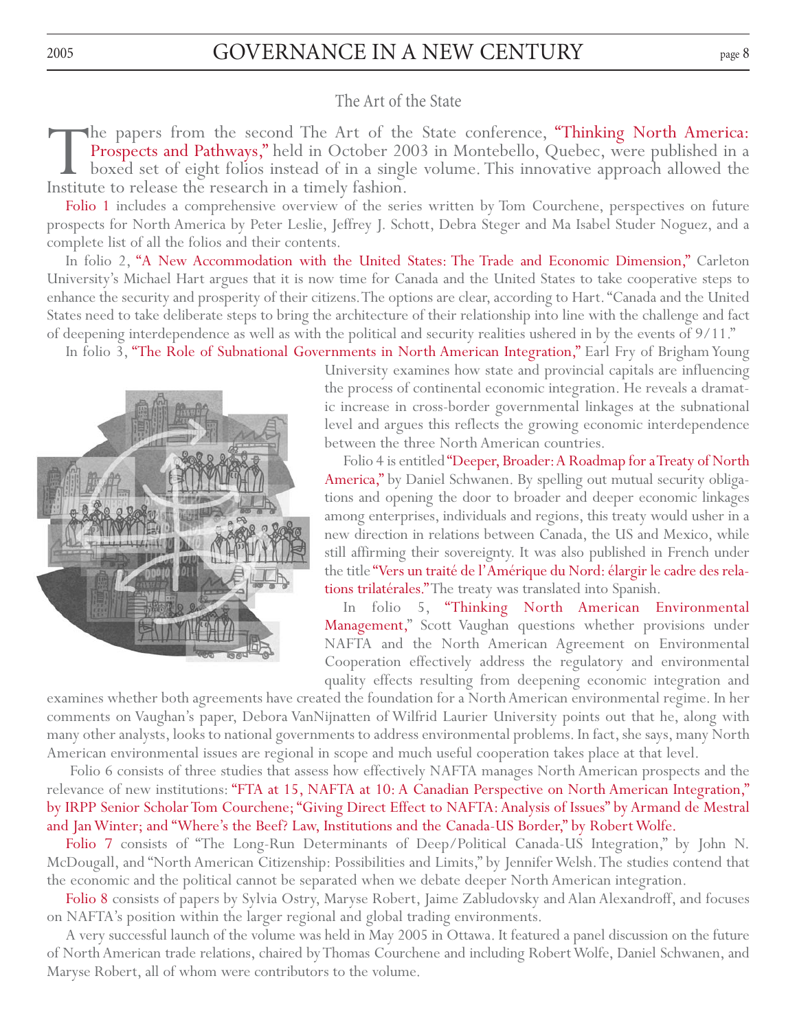## The Art of the State

The papers from the second The Art of the State conference, "Thinking North America: Prospects and Pathways," held in October 2003 in Montebello, Quebec, were published in a boxed set of eight folios instead of in a single volume. This innovative approach allowed the Institute to release the research in a timely fashion.

Folio 1 includes a comprehensive overview of the series written by Tom Courchene, perspectives on future prospects for North America by Peter Leslie, Jeffrey J. Schott, Debra Steger and Ma Isabel Studer Noguez, and a complete list of all the folios and their contents.

In folio 2, "A New Accommodation with the United States: The Trade and Economic Dimension," Carleton University's Michael Hart argues that it is now time for Canada and the United States to take cooperative steps to enhance the security and prosperity of their citizens. The options are clear, according to Hart. "Canada and the United States need to take deliberate steps to bring the architecture of their relationship into line with the challenge and fact of deepening interdependence as well as with the political and security realities ushered in by the events of 9/11."

In folio 3, "The Role of Subnational Governments in North American Integration," Earl Fry of Brigham Young University examines how state and provincial capitals are influencing the process of continental economic integration. He reveals a dramatic increase in cross-border governmental linkages at the subnational level and argues this reflects the growing economic interdependence between the three North American countries.

Folio 4 is entitled "Deeper, Broader: A Roadmap for a Treaty of North America," by Daniel Schwanen. By spelling out mutual security obligations and opening the door to broader and deeper economic linkages among enterprises, individuals and regions, this treaty would usher in a new direction in relations between Canada, the US and Mexico, while still affirming their sovereignty. It was also published in French under the title "Vers un traité de l'Amérique du Nord: élargir le cadre des relations trilatérales." The treaty was translated into Spanish.

In folio 5, "Thinking North American Environmental Management," Scott Vaughan questions whether provisions under NAFTA and the North American Agreement on Environmental Cooperation effectively address the regulatory and environmental quality effects resulting from deepening economic integration and examines whether both agreements have created the foundation for a North American environmental regime. In her comments on Vaughan's paper, Debora VanNijnatten of Wilfrid Laurier University points out that he, along with many other analysts, looks to national governments to address environmental problems. In fact, she says, many North American environmental issues are regional in scope and much useful cooperation takes place at that level.

Folio 6 consists of three studies that assess how effectively NAFTA manages North American prospects and the relevance of new institutions: "FTA at 15, NAFTA at 10: A Canadian Perspective on North American Integration," by IRPP Senior Scholar Tom Courchene; "Giving Direct Effect to NAFTA: Analysis of Issues" by Armand de Mestral and Jan Winter; and "Where's the Beef? Law, Institutions and the Canada-US Border," by Robert Wolfe.

Folio 7 consists of "The Long-Run Determinants of Deep/Political Canada-US Integration," by John N. McDougall, and "North American Citizenship: Possibilities and Limits," by Jennifer Welsh. The studies contend that the economic and the political cannot be separated when we debate deeper North American integration.

Folio 8 consists of papers by Sylvia Ostry, Maryse Robert, Jaime Zabludovsky and Alan Alexandroff, and focuses on NAFTA's position within the larger regional and global trading environments.

A very successful launch of the volume was held in May 2005 in Ottawa. It featured a panel discussion on the future of North American trade relations, chaired by Thomas Courchene and including Robert Wolfe, Daniel Schwanen, and Maryse Robert, all of whom were contributors to the volume.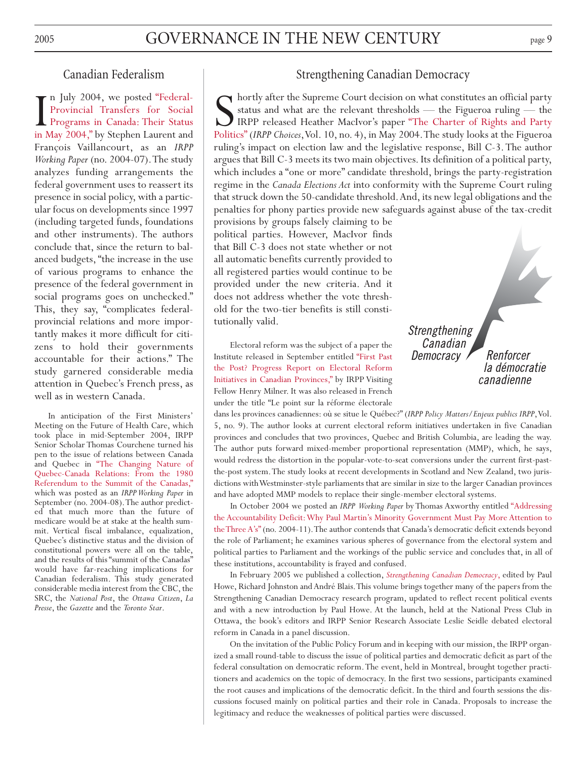## Canadian Federalism

In July 2004, we posted "Federal-Provincial Transfers for Social Programs in Canada: Their Status in May 2004," by Stephen Laurent and François Vaillancourt, as an *IRPP Working Paper* (no. 2004-07). The study analyzes funding arrangements the federal government uses to reassert its presence in social policy, with a particular focus on developments since 1997 (including targeted funds, foundations and other instruments). The authors conclude that, since the return to balanced budgets, "the increase in the use of various programs to enhance the presence of the federal government in social programs goes on unchecked." This, they say, "complicates federal-provincial relations and more importantly makes it more difficult for citizens to hold their governments accountable for their actions." The study garnered considerable media attention in Quebec's French press, as well as in western Canada.

In anticipation of the First Ministers' Meeting on the Future of Health Care, which took place in mid-September 2004, IRPP Senior Scholar Thomas Courchene turned his pen to the issue of relations between Canada and Quebec in "The Changing Nature of Quebec-Canada Relations: From the 1980 Referendum to the Summit of the Canadas," which was posted as an *IRPP Working Paper* in September (no. 2004-08). The author predicted that much more than the future of medicare would be at stake at the health summit. Vertical fiscal imbalance, equalization, Quebec's distinctive status and the division of constitutional powers were all on the table, and the results of this "summit of the Canadas" would have far-reaching implications for Canadian federalism. This study generated considerable media interest from the CBC, the SRC, the *National Post*, the *Ottawa Citizen*, *La Presse*, the *Gazette* and the *Toronto Star*.

## Strengthening Canadian Democracy

Shortly after the Supreme Court decision on what constitutes an official party status and what are the relevant thresholds — the Figueroa ruling — the IRPP released Heather MacIvor's paper "The Charter of Rights and Party Politics" (*IRPP Choices*, Vol. 10, no. 4), in May 2004. The study looks at the Figueroa ruling's impact on election law and the legislative response, Bill C-3. The author argues that Bill C-3 meets its two main objectives. Its definition of a political party, which includes a "one or more" candidate threshold, brings the party-registration regime in the *Canada Elections Act* into conformity with the Supreme Court ruling that struck down the 50-candidate threshold. And, its new legal obligations and the penalties for phony parties provide new safeguards against abuse of the tax-credit provisions by groups falsely claiming to be political parties. However, MacIvor finds that Bill C-3 does not state whether or not all automatic benefits currently provided to all registered parties would continue to be provided under the new criteria. And it does not address whether the vote threshold for the two-tier benefits is still constitutionally valid.

Strengthening Canadian Democracy / Renforcer la démocratie canadienne

Electoral reform was the subject of a paper the Institute released in September entitled "First Past the Post? Progress Report on Electoral Reform Initiatives in Canadian Provinces," by IRPP Visiting Fellow Henry Milner. It was also released in French under the title "Le point sur la réforme électorale dans les provinces canadiennes: où se situe le Québec?" (*IRPP Policy Matters/Enjeux publics IRPP*, Vol. 5, no. 9). The author looks at current electoral reform initiatives undertaken in five Canadian provinces and concludes that two provinces, Quebec and British Columbia, are leading the way. The author puts forward mixed-member proportional representation (MMP), which, he says, would redress the distortion in the popular-vote-to-seat conversions under the current first-past-the-post system. The study looks at recent developments in Scotland and New Zealand, two jurisdictions with Westminster-style parliaments that are similar in size to the larger Canadian provinces and have adopted MMP models to replace their single-member electoral systems.

In October 2004 we posted an *IRPP Working Paper* by Thomas Axworthy entitled "Addressing the Accountability Deficit: Why Paul Martin's Minority Government Must Pay More Attention to the Three A's" (no. 2004-11). The author contends that Canada's democratic deficit extends beyond the role of Parliament; he examines various spheres of governance from the electoral system and political parties to Parliament and the workings of the public service and concludes that, in all of these institutions, accountability is frayed and confused.

In February 2005 we published a collection, *Strengthening Canadian Democracy*, edited by Paul Howe, Richard Johnston and André Blais. This volume brings together many of the papers from the Strengthening Canadian Democracy research program, updated to reflect recent political events and with a new introduction by Paul Howe. At the launch, held at the National Press Club in Ottawa, the book's editors and IRPP Senior Research Associate Leslie Seidle debated electoral reform in Canada in a panel discussion.

On the invitation of the Public Policy Forum and in keeping with our mission, the IRPP organized a small round-table to discuss the issue of political parties and democratic deficit as part of the federal consultation on democratic reform. The event, held in Montreal, brought together practitioners and academics on the topic of democracy. In the first two sessions, participants examined the root causes and implications of the democratic deficit. In the third and fourth sessions the discussions focused mainly on political parties and their role in Canada. Proposals to increase the legitimacy and reduce the weaknesses of political parties were discussed.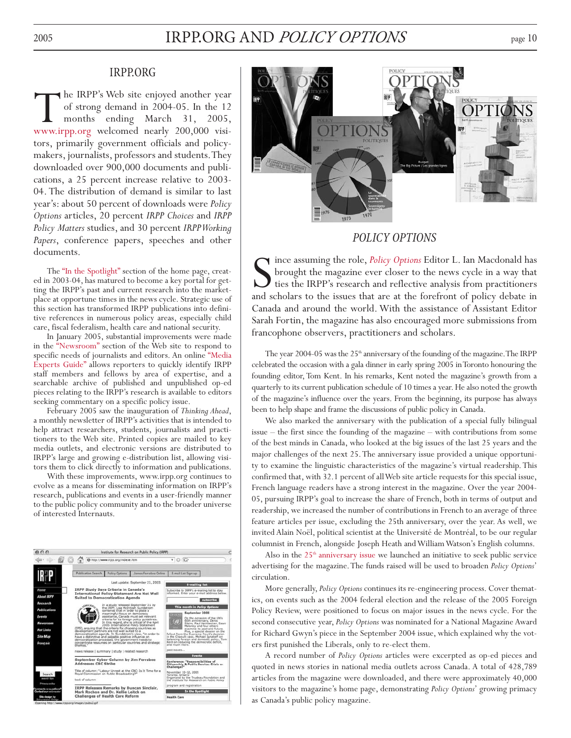## IRPP.ORG

The IRPP's Web site enjoyed another year of strong demand in 2004-05. In the 12 months ending March 31, 2005, www.irpp.org welcomed nearly 200,000 visitors, primarily government officials and policymakers, journalists, professors and students. They downloaded over 900,000 documents and publications, a 25 percent increase relative to 2003-04. The distribution of demand is similar to last year's: about 50 percent of downloads were *Policy Options* articles, 20 percent *IRPP Choices* and *IRPP Policy Matters* studies, and 30 percent *IRPP Working Papers*, conference papers, speeches and other documents.

The "In the Spotlight" section of the home page, created in 2003-04, has matured to become a key portal for getting the IRPP's past and current research into the marketplace at opportune times in the news cycle. Strategic use of this section has transformed IRPP publications into definitive references in numerous policy areas, especially child care, fiscal federalism, health care and national security.

In January 2005, substantial improvements were made in the "Newsroom" section of the Web site to respond to specific needs of journalists and editors. An online "Media Experts Guide" allows reporters to quickly identify IRPP staff members and fellows by area of expertise, and a searchable archive of published and unpublished op-ed pieces relating to the IRPP's research is available to editors seeking commentary on a specific policy issue.

February 2005 saw the inauguration of *Thinking Ahead*, a monthly newsletter of IRPP's activities that is intended to help attract researchers, students, journalists and practitioners to the Web site. Printed copies are mailed to key media outlets, and electronic versions are distributed to IRPP's large and growing e-distribution list, allowing visitors them to click directly to information and publications.

With these improvements, www.irpp.org continues to evolve as a means for disseminating information on IRPP's research, publications and events in a user-friendly manner to the public policy community and to the broader universe of interested Internauts.

## *POLICY OPTIONS*

Since assuming the role, *Policy Options* Editor L. Ian Macdonald has brought the magazine ever closer to the news cycle in a way that ties the IRPP's research and reflective analysis from practitioners and scholars to the issues that are at the forefront of policy debate in Canada and around the world. With the assistance of Assistant Editor Sarah Fortin, the magazine has also encouraged more submissions from francophone observers, practitioners and scholars.

The year 2004-05 was the 25th anniversary of the founding of the magazine. The IRPP celebrated the occasion with a gala dinner in early spring 2005 in Toronto honouring the founding editor, Tom Kent. In his remarks, Kent noted the magazine's growth from a quarterly to its current publication schedule of 10 times a year. He also noted the growth of the magazine's influence over the years. From the beginning, its purpose has always been to help shape and frame the discussions of public policy in Canada.

We also marked the anniversary with the publication of a special fully bilingual issue – the first since the founding of the magazine – with contributions from some of the best minds in Canada, who looked at the big issues of the last 25 years and the major challenges of the next 25. The anniversary issue provided a unique opportunity to examine the linguistic characteristics of the magazine's virtual readership. This confirmed that, with 32.1 percent of all Web site article requests for this special issue, French language readers have a strong interest in the magazine. Over the year 2004-05, pursuing IRPP's goal to increase the share of French, both in terms of output and readership, we increased the number of contributions in French to an average of three feature articles per issue, excluding the 25th anniversary, over the year. As well, we invited Alain Noël, political scientist at the Université de Montréal, to be our regular columnist in French, alongside Joseph Heath and William Watson's English columns.

Also in the 25th anniversary issue we launched an initiative to seek public service advertising for the magazine. The funds raised will be used to broaden *Policy Options*' circulation.

More generally, *Policy Options* continues its re-engineering process. Cover thematics, on events such as the 2004 federal election and the release of the 2005 Foreign Policy Review, for example, were positioned to focus on major issues in the news cycle. For the second consecutive year, *Policy Options* was nominated for a National Magazine Award for Richard Gwyn's piece in the September 2004 issue, which explained why the voters first punished the Liberals, only to re-elect them.

A record number of *Policy Options* articles were excerpted as op-ed pieces and quoted in news stories in national media outlets across Canada. A total of 428,789 articles from the magazine were downloaded, and there were approximately 40,000 visitors to the magazine's home page, demonstrating *Policy Options*' growing primacy as Canada's public policy magazine.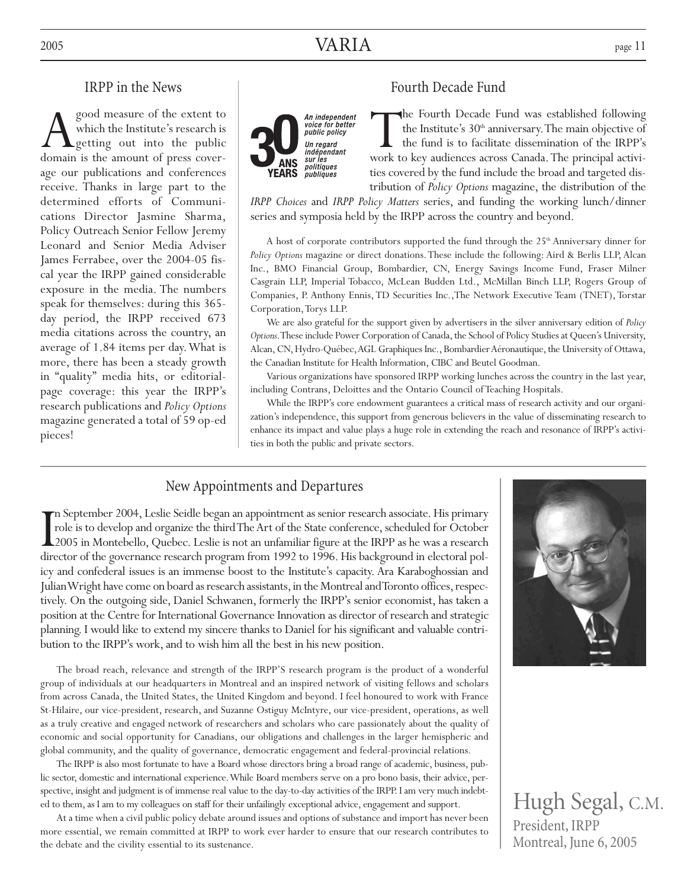## IRPP in the News

A good measure of the extent to which the Institute's research is getting out into the public domain is the amount of press coverage our publications and conferences receive. Thanks in large part to the determined efforts of Communications Director Jasmine Sharma, Policy Outreach Senior Fellow Jeremy Leonard and Senior Media Adviser James Ferrabee, over the 2004-05 fiscal year the IRPP gained considerable exposure in the media. The numbers speak for themselves: during this 365-day period, the IRPP received 673 media citations across the country, an average of 1.84 items per day. What is more, there has been a steady growth in "quality" media hits, or editorial-page coverage: this year the IRPP's research publications and *Policy Options* magazine generated a total of 59 op-ed pieces!

## Fourth Decade Fund

30 ANS YEARS — *An independent voice for better public policy* — *Un regard indépendant sur les politiques publiques*

The Fourth Decade Fund was established following the Institute's 30th anniversary. The main objective of the fund is to facilitate dissemination of the IRPP's work to key audiences across Canada. The principal activities covered by the fund include the broad and targeted distribution of *Policy Options* magazine, the distribution of the *IRPP Choices* and *IRPP Policy Matters* series, and funding the working lunch/dinner series and symposia held by the IRPP across the country and beyond.

A host of corporate contributors supported the fund through the 25th Anniversary dinner for *Policy Options* magazine or direct donations. These include the following: Aird & Berlis LLP, Alcan Inc., BMO Financial Group, Bombardier, CN, Energy Savings Income Fund, Fraser Milner Casgrain LLP, Imperial Tobacco, McLean Budden Ltd., McMillan Binch LLP, Rogers Group of Companies, P. Anthony Ennis, TD Securities Inc., The Network Executive Team (TNET), Torstar Corporation, Torys LLP.

We are also grateful for the support given by advertisers in the silver anniversary edition of *Policy Options*. These include Power Corporation of Canada, the School of Policy Studies at Queen's University, Alcan, CN, Hydro-Québec, AGL Graphiques Inc., Bombardier Aéronautique, the University of Ottawa, the Canadian Institute for Health Information, CIBC and Beutel Goodman.

Various organizations have sponsored IRPP working lunches across the country in the last year, including Contrans, Deloittes and the Ontario Council of Teaching Hospitals.

While the IRPP's core endowment guarantees a critical mass of research activity and our organization's independence, this support from generous believers in the value of disseminating research to enhance its impact and value plays a huge role in extending the reach and resonance of IRPP's activities in both the public and private sectors.

## New Appointments and Departures

In September 2004, Leslie Seidle began an appointment as senior research associate. His primary role is to develop and organize the third The Art of the State conference, scheduled for October 2005 in Montebello, Quebec. Leslie is not an unfamiliar figure at the IRPP as he was a research director of the governance research program from 1992 to 1996. His background in electoral policy and confederal issues is an immense boost to the Institute's capacity. Ara Karaboghossian and Julian Wright have come on board as research assistants, in the Montreal and Toronto offices, respectively. On the outgoing side, Daniel Schwanen, formerly the IRPP's senior economist, has taken a position at the Centre for International Governance Innovation as director of research and strategic planning. I would like to extend my sincere thanks to Daniel for his significant and valuable contribution to the IRPP's work, and to wish him all the best in his new position.

The broad reach, relevance and strength of the IRPP'S research program is the product of a wonderful group of individuals at our headquarters in Montreal and an inspired network of visiting fellows and scholars from across Canada, the United States, the United Kingdom and beyond. I feel honoured to work with France St-Hilaire, our vice-president, research, and Suzanne Ostiguy McIntyre, our vice-president, operations, as well as a truly creative and engaged network of researchers and scholars who care passionately about the quality of economic and social opportunity for Canadians, our obligations and challenges in the larger hemispheric and global community, and the quality of governance, democratic engagement and federal-provincial relations.

The IRPP is also most fortunate to have a Board whose directors bring a broad range of academic, business, public sector, domestic and international experience. While Board members serve on a pro bono basis, their advice, perspective, insight and judgment is of immense real value to the day-to-day activities of the IRPP. I am very much indebted to them, as I am to my colleagues on staff for their unfailingly exceptional advice, engagement and support.

At a time when a civil public policy debate around issues and options of substance and import has never been more essential, we remain committed at IRPP to work ever harder to ensure that our research contributes to the debate and the civility essential to its sustenance.

Hugh Segal, C.M.
President, IRPP
Montreal, June 6, 2005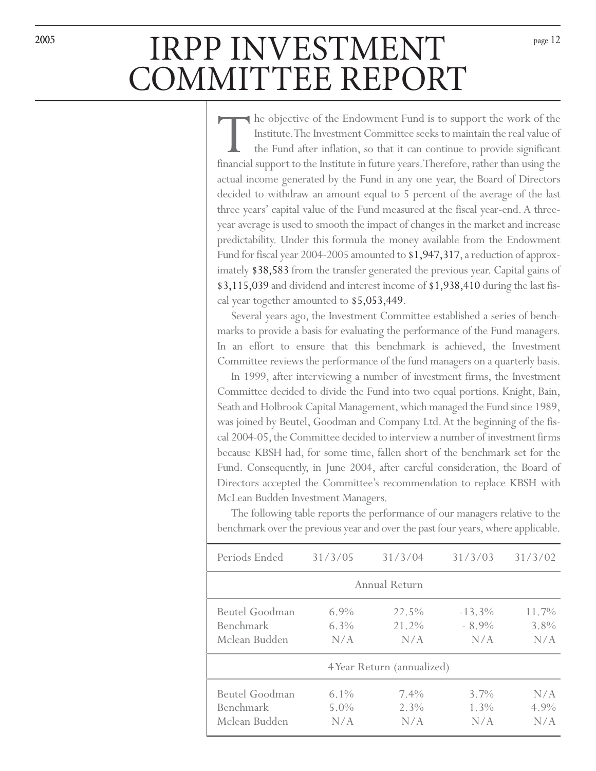# IRPP INVESTMENT COMMITTEE REPORT

The objective of the Endowment Fund is to support the work of the Institute. The Investment Committee seeks to maintain the real value of the Fund after inflation, so that it can continue to provide significant financial support to the Institute in future years. Therefore, rather than using the actual income generated by the Fund in any one year, the Board of Directors decided to withdraw an amount equal to 5 percent of the average of the last three years' capital value of the Fund measured at the fiscal year-end. A three-year average is used to smooth the impact of changes in the market and increase predictability. Under this formula the money available from the Endowment Fund for fiscal year 2004-2005 amounted to $1,947,317, a reduction of approximately $38,583 from the transfer generated the previous year. Capital gains of $3,115,039 and dividend and interest income of $1,938,410 during the last fiscal year together amounted to $5,053,449.

Several years ago, the Investment Committee established a series of benchmarks to provide a basis for evaluating the performance of the Fund managers. In an effort to ensure that this benchmark is achieved, the Investment Committee reviews the performance of the fund managers on a quarterly basis.

In 1999, after interviewing a number of investment firms, the Investment Committee decided to divide the Fund into two equal portions. Knight, Bain, Seath and Holbrook Capital Management, which managed the Fund since 1989, was joined by Beutel, Goodman and Company Ltd. At the beginning of the fiscal 2004-05, the Committee decided to interview a number of investment firms because KBSH had, for some time, fallen short of the benchmark set for the Fund. Consequently, in June 2004, after careful consideration, the Board of Directors accepted the Committee's recommendation to replace KBSH with McLean Budden Investment Managers.

The following table reports the performance of our managers relative to the benchmark over the previous year and over the past four years, where applicable.

| Periods Ended | 31/3/05 | 31/3/04 | 31/3/03 | 31/3/02 |
|---|---|---|---|---|
| **Annual Return** | | | | |
| Beutel Goodman | 6.9% | 22.5% | -13.3% | 11.7% |
| Benchmark | 6.3% | 21.2% | - 8.9% | 3.8% |
| Mclean Budden | N/A | N/A | N/A | N/A |
| **4 Year Return (annualized)** | | | | |
| Beutel Goodman | 6.1% | 7.4% | 3.7% | N/A |
| Benchmark | 5.0% | 2.3% | 1.3% | 4.9% |
| Mclean Budden | N/A | N/A | N/A | N/A |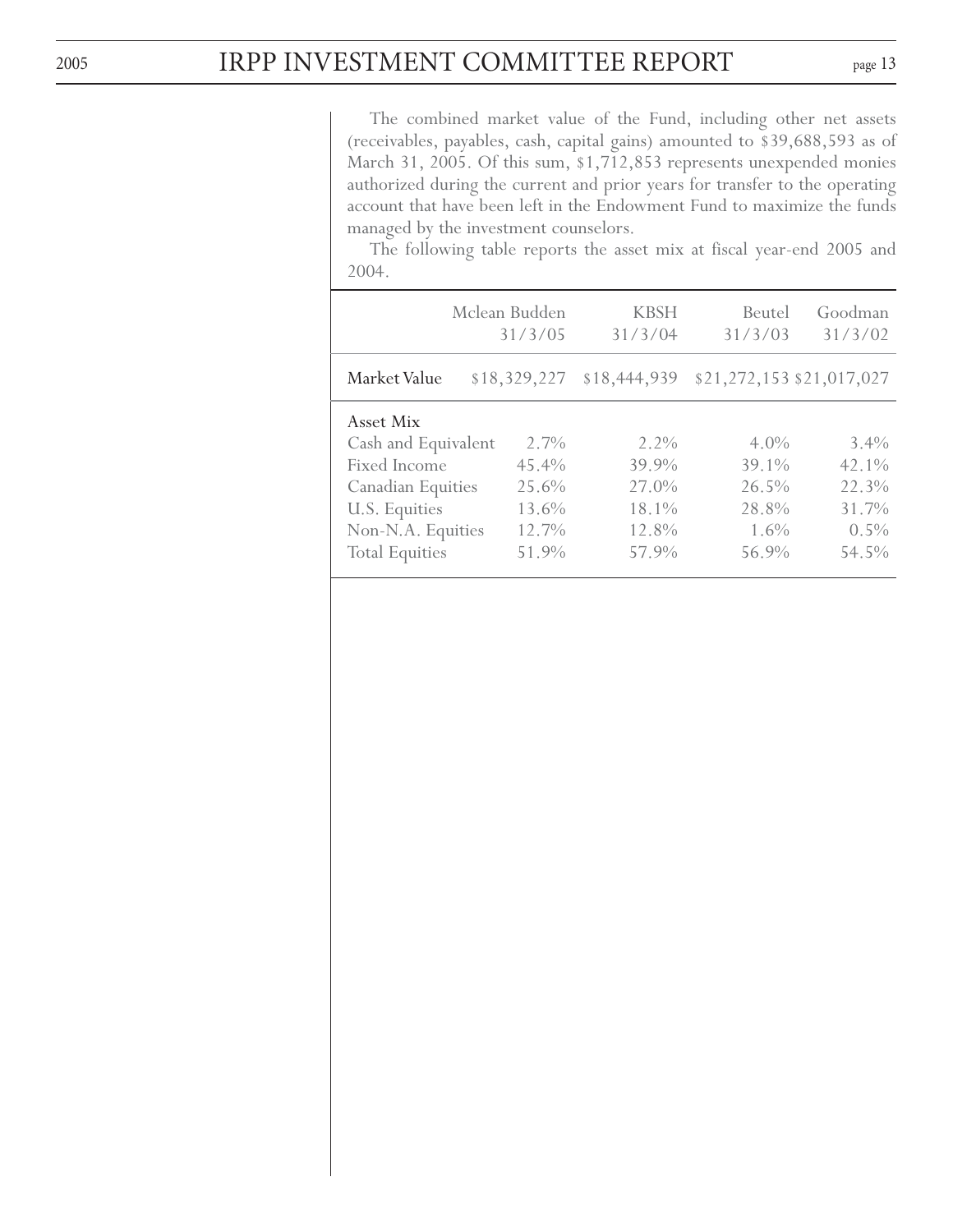The combined market value of the Fund, including other net assets (receivables, payables, cash, capital gains) amounted to $39,688,593 as of March 31, 2005. Of this sum, $1,712,853 represents unexpended monies authorized during the current and prior years for transfer to the operating account that have been left in the Endowment Fund to maximize the funds managed by the investment counselors.

The following table reports the asset mix at fiscal year-end 2005 and 2004.

| | Mclean Budden 31/3/05 | KBSH 31/3/04 | Beutel 31/3/03 | Goodman 31/3/02 |
|---|---|---|---|---|
| Market Value | $18,329,227 | $18,444,939 | $21,272,153 | $21,017,027 |
| Asset Mix | | | | |
| Cash and Equivalent | 2.7% | 2.2% | 4.0% | 3.4% |
| Fixed Income | 45.4% | 39.9% | 39.1% | 42.1% |
| Canadian Equities | 25.6% | 27.0% | 26.5% | 22.3% |
| U.S. Equities | 13.6% | 18.1% | 28.8% | 31.7% |
| Non-N.A. Equities | 12.7% | 12.8% | 1.6% | 0.5% |
| Total Equities | 51.9% | 57.9% | 56.9% | 54.5% |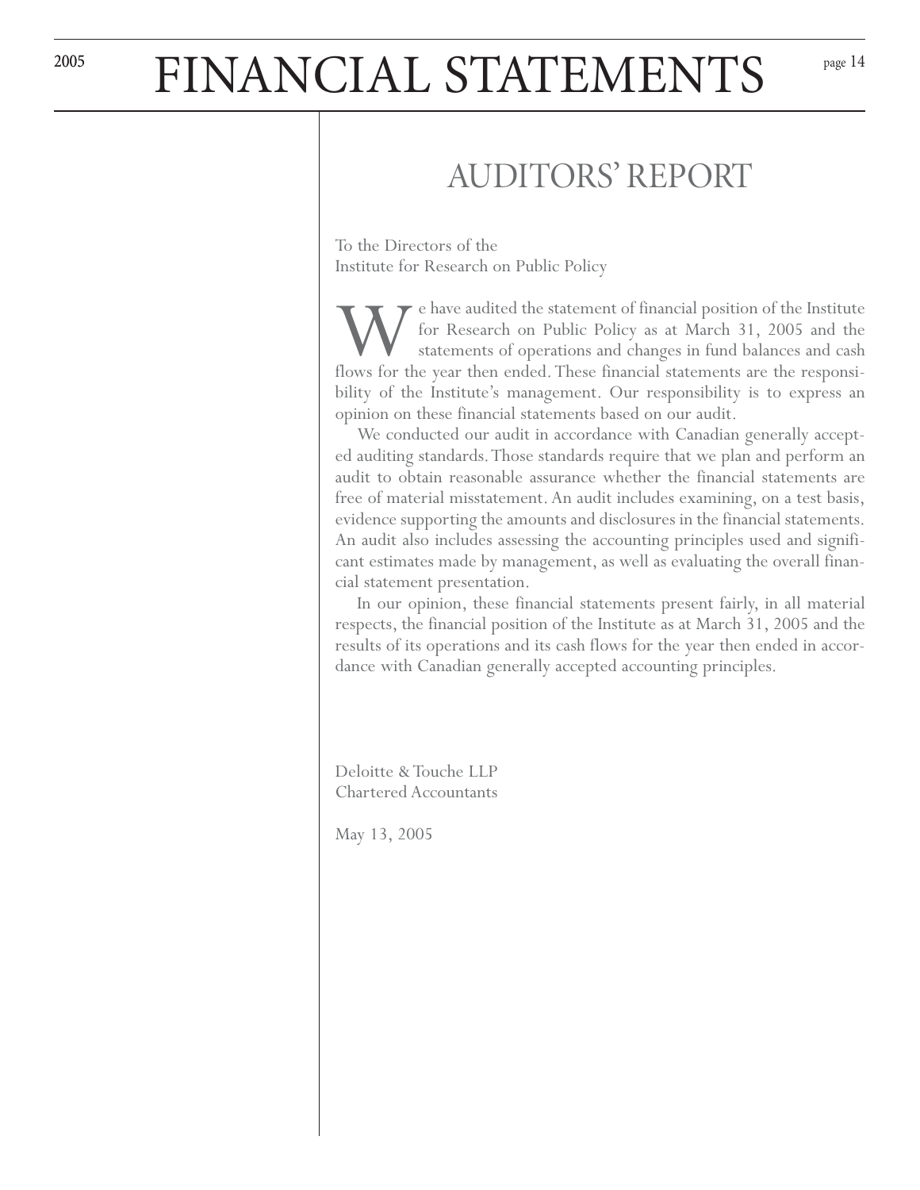# AUDITORS' REPORT

To the Directors of the
Institute for Research on Public Policy

We have audited the statement of financial position of the Institute for Research on Public Policy as at March 31, 2005 and the statements of operations and changes in fund balances and cash flows for the year then ended. These financial statements are the responsibility of the Institute's management. Our responsibility is to express an opinion on these financial statements based on our audit.

We conducted our audit in accordance with Canadian generally accepted auditing standards. Those standards require that we plan and perform an audit to obtain reasonable assurance whether the financial statements are free of material misstatement. An audit includes examining, on a test basis, evidence supporting the amounts and disclosures in the financial statements. An audit also includes assessing the accounting principles used and significant estimates made by management, as well as evaluating the overall financial statement presentation.

In our opinion, these financial statements present fairly, in all material respects, the financial position of the Institute as at March 31, 2005 and the results of its operations and its cash flows for the year then ended in accordance with Canadian generally accepted accounting principles.

Deloitte & Touche LLP
Chartered Accountants

May 13, 2005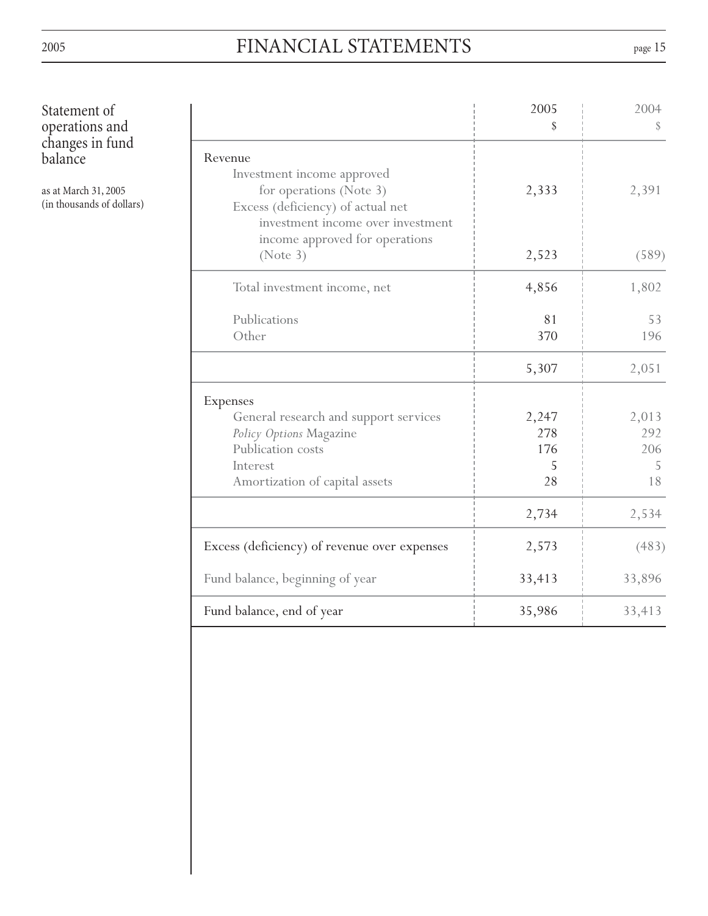## Statement of operations and changes in fund balance

as at March 31, 2005
(in thousands of dollars)

| | 2005<br>$ | 2004<br>$ |
|---|---|---|
| **Revenue** | | |
| Investment income approved for operations (Note 3) | 2,333 | 2,391 |
| Excess (deficiency) of actual net investment income over investment income approved for operations (Note 3) | 2,523 | (589) |
| Total investment income, net | 4,856 | 1,802 |
| Publications | 81 | 53 |
| Other | 370 | 196 |
| | 5,307 | 2,051 |
| **Expenses** | | |
| General research and support services | 2,247 | 2,013 |
| *Policy Options* Magazine | 278 | 292 |
| Publication costs | 176 | 206 |
| Interest | 5 | 5 |
| Amortization of capital assets | 28 | 18 |
| | 2,734 | 2,534 |
| Excess (deficiency) of revenue over expenses | 2,573 | (483) |
| Fund balance, beginning of year | 33,413 | 33,896 |
| Fund balance, end of year | 35,986 | 33,413 |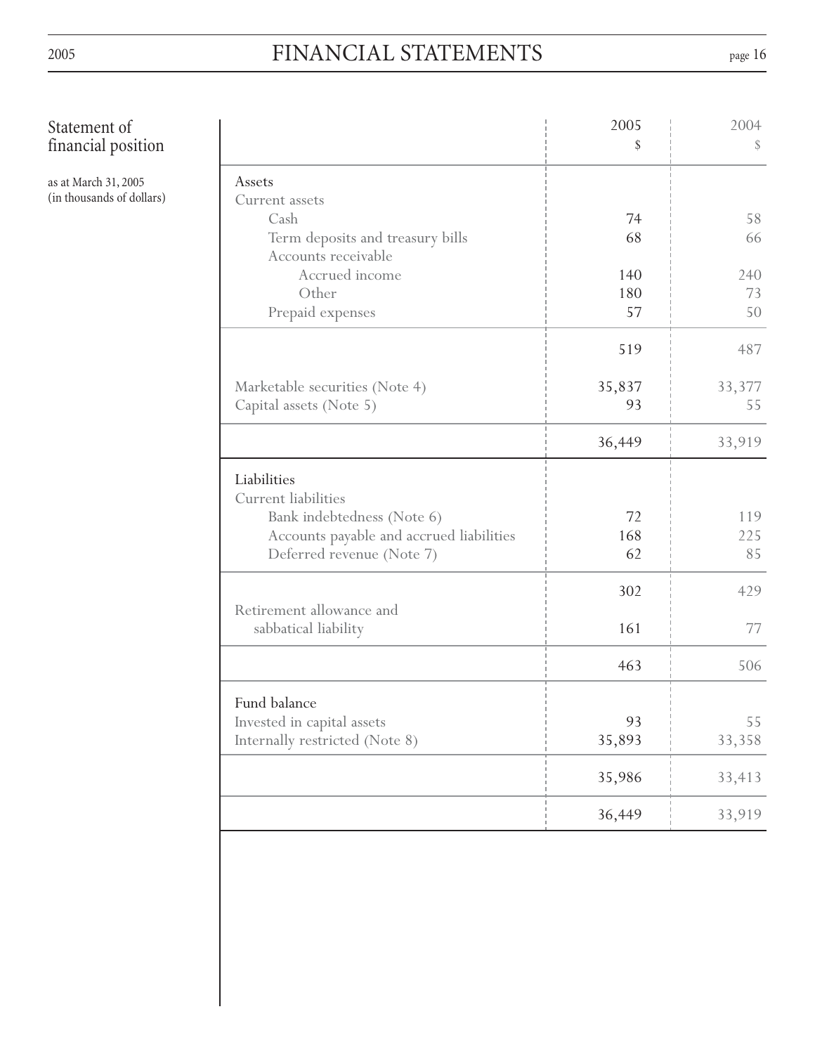## Statement of financial position

as at March 31, 2005
(in thousands of dollars)

| | 2005 $ | 2004 $ |
|---|---|---|
| **Assets** | | |
| Current assets | | |
| Cash | 74 | 58 |
| Term deposits and treasury bills | 68 | 66 |
| Accounts receivable | | |
| Accrued income | 140 | 240 |
| Other | 180 | 73 |
| Prepaid expenses | 57 | 50 |
| | 519 | 487 |
| Marketable securities (Note 4) | 35,837 | 33,377 |
| Capital assets (Note 5) | 93 | 55 |
| | 36,449 | 33,919 |
| **Liabilities** | | |
| Current liabilities | | |
| Bank indebtedness (Note 6) | 72 | 119 |
| Accounts payable and accrued liabilities | 168 | 225 |
| Deferred revenue (Note 7) | 62 | 85 |
| | 302 | 429 |
| Retirement allowance and sabbatical liability | 161 | 77 |
| | 463 | 506 |
| **Fund balance** | | |
| Invested in capital assets | 93 | 55 |
| Internally restricted (Note 8) | 35,893 | 33,358 |
| | 35,986 | 33,413 |
| | 36,449 | 33,919 |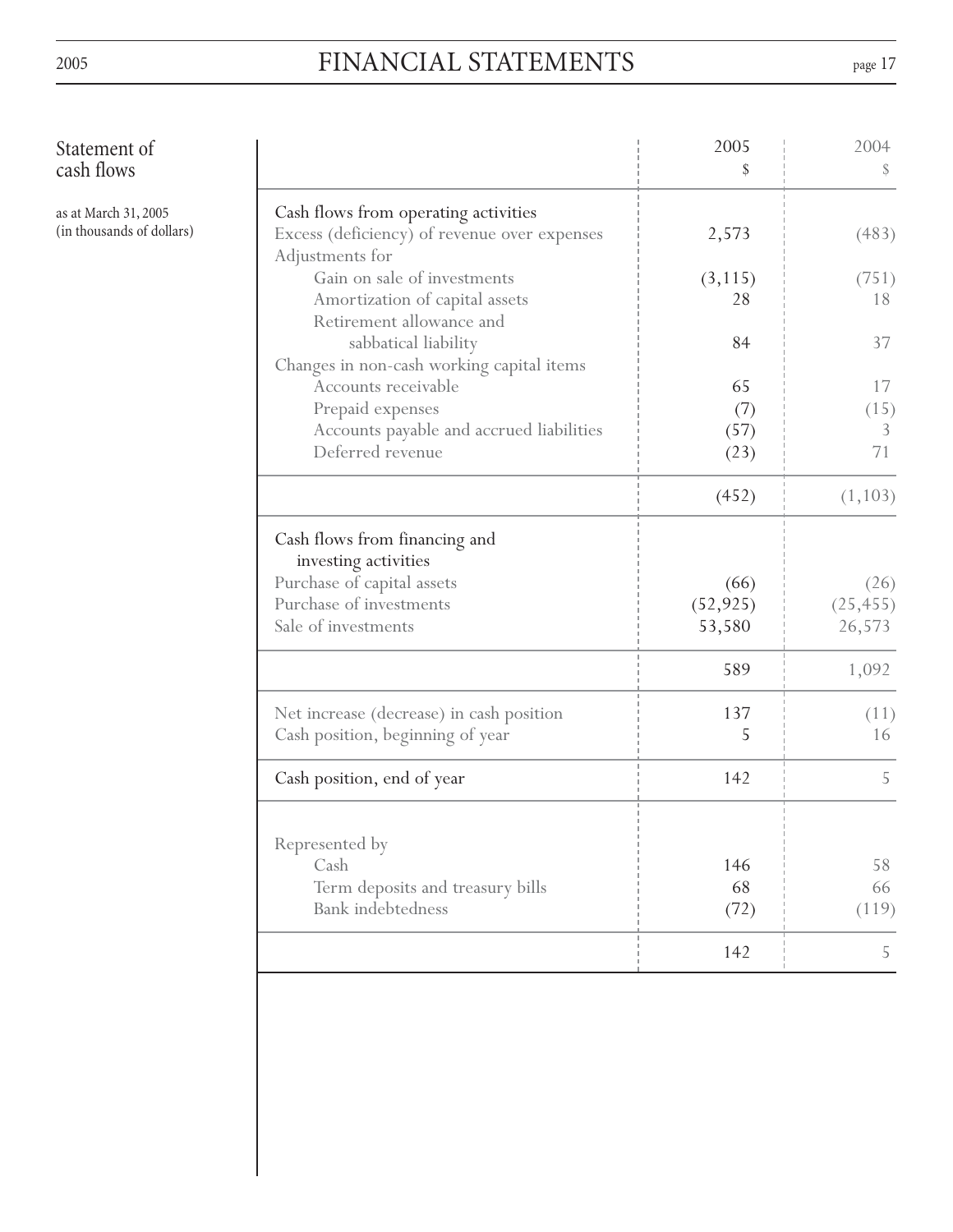## Statement of cash flows

as at March 31, 2005
(in thousands of dollars)

| | 2005 $ | 2004 $ |
|---|---|---|
| **Cash flows from operating activities** | | |
| Excess (deficiency) of revenue over expenses | 2,573 | (483) |
| Adjustments for | | |
| Gain on sale of investments | (3,115) | (751) |
| Amortization of capital assets | 28 | 18 |
| Retirement allowance and sabbatical liability | 84 | 37 |
| Changes in non-cash working capital items | | |
| Accounts receivable | 65 | 17 |
| Prepaid expenses | (7) | (15) |
| Accounts payable and accrued liabilities | (57) | 3 |
| Deferred revenue | (23) | 71 |
| | (452) | (1,103) |
| **Cash flows from financing and investing activities** | | |
| Purchase of capital assets | (66) | (26) |
| Purchase of investments | (52,925) | (25,455) |
| Sale of investments | 53,580 | 26,573 |
| | 589 | 1,092 |
| Net increase (decrease) in cash position | 137 | (11) |
| Cash position, beginning of year | 5 | 16 |
| **Cash position, end of year** | 142 | 5 |
| Represented by | | |
| Cash | 146 | 58 |
| Term deposits and treasury bills | 68 | 66 |
| Bank indebtedness | (72) | (119) |
| | 142 | 5 |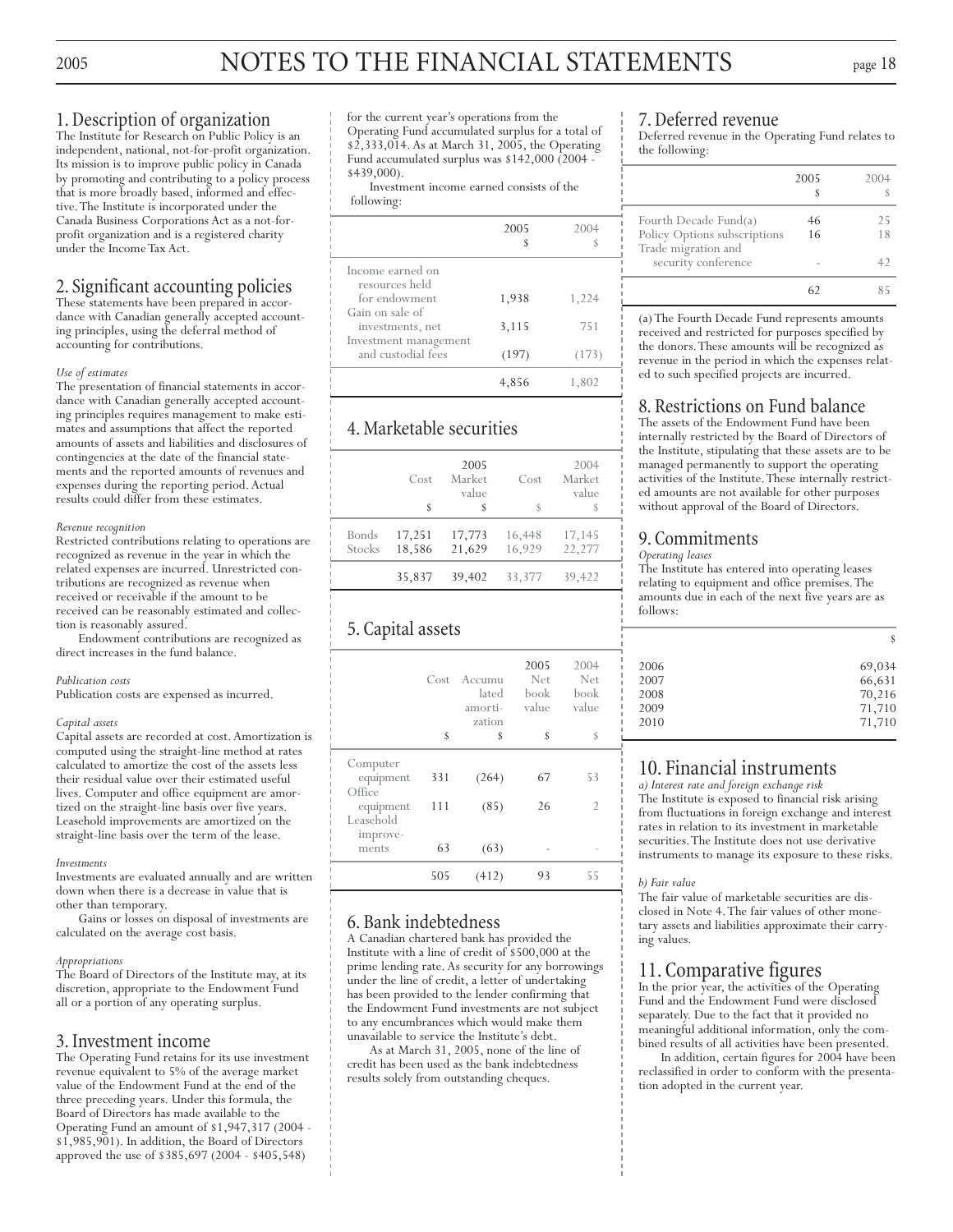# NOTES TO THE FINANCIAL STATEMENTS

## 1. Description of organization

The Institute for Research on Public Policy is an independent, national, not-for-profit organization. Its mission is to improve public policy in Canada by promoting and contributing to a policy process that is more broadly based, informed and effective. The Institute is incorporated under the Canada Business Corporations Act as a not-for-profit organization and is a registered charity under the Income Tax Act.

## 2. Significant accounting policies

These statements have been prepared in accordance with Canadian generally accepted accounting principles, using the deferral method of accounting for contributions.

*Use of estimates*

The presentation of financial statements in accordance with Canadian generally accepted accounting principles requires management to make estimates and assumptions that affect the reported amounts of assets and liabilities and disclosures of contingencies at the date of the financial statements and the reported amounts of revenues and expenses during the reporting period. Actual results could differ from these estimates.

*Revenue recognition*

Restricted contributions relating to operations are recognized as revenue in the year in which the related expenses are incurred. Unrestricted contributions are recognized as revenue when received or receivable if the amount to be received can be reasonably estimated and collection is reasonably assured.

Endowment contributions are recognized as direct increases in the fund balance.

*Publication costs*

Publication costs are expensed as incurred.

*Capital assets*

Capital assets are recorded at cost. Amortization is computed using the straight-line method at rates calculated to amortize the cost of the assets less their residual value over their estimated useful lives. Computer and office equipment are amortized on the straight-line basis over five years. Leasehold improvements are amortized on the straight-line basis over the term of the lease.

*Investments*

Investments are evaluated annually and are written down when there is a decrease in value that is other than temporary.

Gains or losses on disposal of investments are calculated on the average cost basis.

*Appropriations*

The Board of Directors of the Institute may, at its discretion, appropriate to the Endowment Fund all or a portion of any operating surplus.

## 3. Investment income

The Operating Fund retains for its use investment revenue equivalent to 5% of the average market value of the Endowment Fund at the end of the three preceding years. Under this formula, the Board of Directors has made available to the Operating Fund an amount of $1,947,317 (2004 - $1,985,901). In addition, the Board of Directors approved the use of $385,697 (2004 - $405,548) for the current year's operations from the Operating Fund accumulated surplus for a total of $2,333,014. As at March 31, 2005, the Operating Fund accumulated surplus was $142,000 (2004 - $439,000).

Investment income earned consists of the following:

| | 2005<br>$ | 2004<br>$ |
|---|---|---|
| Income earned on resources held for endowment | 1,938 | 1,224 |
| Gain on sale of investments, net | 3,115 | 751 |
| Investment management and custodial fees | (197) | (173) |
| | 4,856 | 1,802 |

## 4. Marketable securities

| | 2005 Cost<br>$ | 2005 Market value<br>$ | 2004 Cost<br>$ | 2004 Market value<br>$ |
|---|---|---|---|---|
| Bonds | 17,251 | 17,773 | 16,448 | 17,145 |
| Stocks | 18,586 | 21,629 | 16,929 | 22,277 |
| | 35,837 | 39,402 | 33,377 | 39,422 |

## 5. Capital assets

| | Cost<br>$ | Accumulated amortization<br>$ | 2005 Net book value<br>$ | 2004 Net book value<br>$ |
|---|---|---|---|---|
| Computer equipment | 331 | (264) | 67 | 53 |
| Office equipment | 111 | (85) | 26 | 2 |
| Leasehold improvements | 63 | (63) | - | - |
| | 505 | (412) | 93 | 55 |

## 6. Bank indebtedness

A Canadian chartered bank has provided the Institute with a line of credit of $500,000 at the prime lending rate. As security for any borrowings under the line of credit, a letter of undertaking has been provided to the lender confirming that the Endowment Fund investments are not subject to any encumbrances which would make them unavailable to service the Institute's debt.

As at March 31, 2005, none of the line of credit has been used as the bank indebtedness results solely from outstanding cheques.

## 7. Deferred revenue

Deferred revenue in the Operating Fund relates to the following:

| | 2005<br>$ | 2004<br>$ |
|---|---|---|
| Fourth Decade Fund(a) | 46 | 25 |
| Policy Options subscriptions | 16 | 18 |
| Trade migration and security conference | - | 42 |
| | 62 | 85 |

(a) The Fourth Decade Fund represents amounts received and restricted for purposes specified by the donors. These amounts will be recognized as revenue in the period in which the expenses related to such specified projects are incurred.

## 8. Restrictions on Fund balance

The assets of the Endowment Fund have been internally restricted by the Board of Directors of the Institute, stipulating that these assets are to be managed permanently to support the operating activities of the Institute. These internally restricted amounts are not available for other purposes without approval of the Board of Directors.

## 9. Commitments

*Operating leases*

The Institute has entered into operating leases relating to equipment and office premises. The amounts due in each of the next five years are as follows:

| | $ |
|---|---|
| 2006 | 69,034 |
| 2007 | 66,631 |
| 2008 | 70,216 |
| 2009 | 71,710 |
| 2010 | 71,710 |

## 10. Financial instruments

*a) Interest rate and foreign exchange risk*

The Institute is exposed to financial risk arising from fluctuations in foreign exchange and interest rates in relation to its investment in marketable securities. The Institute does not use derivative instruments to manage its exposure to these risks.

*b) Fair value*

The fair value of marketable securities are disclosed in Note 4. The fair values of other monetary assets and liabilities approximate their carrying values.

## 11. Comparative figures

In the prior year, the activities of the Operating Fund and the Endowment Fund were disclosed separately. Due to the fact that it provided no meaningful additional information, only the combined results of all activities have been presented.

In addition, certain figures for 2004 have been reclassified in order to conform with the presentation adopted in the current year.